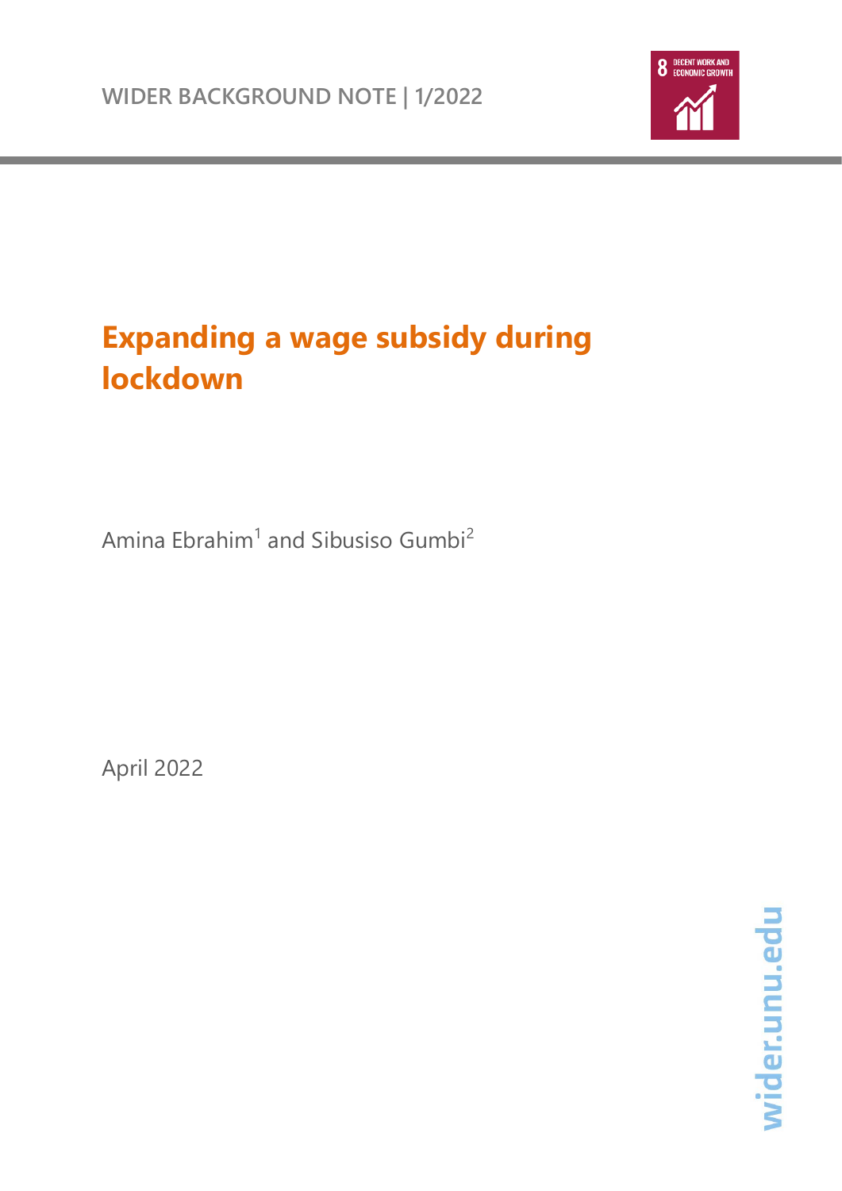WIDER BACKGROUND NOTE | 1/2022

8 DECENT WORK AND ECONOMIC GROWTH

# Expanding a wage subsidy during lockdown

Amina Ebrahim[1] and Sibusiso Gumbi[2]

April 2022

wider.unu.edu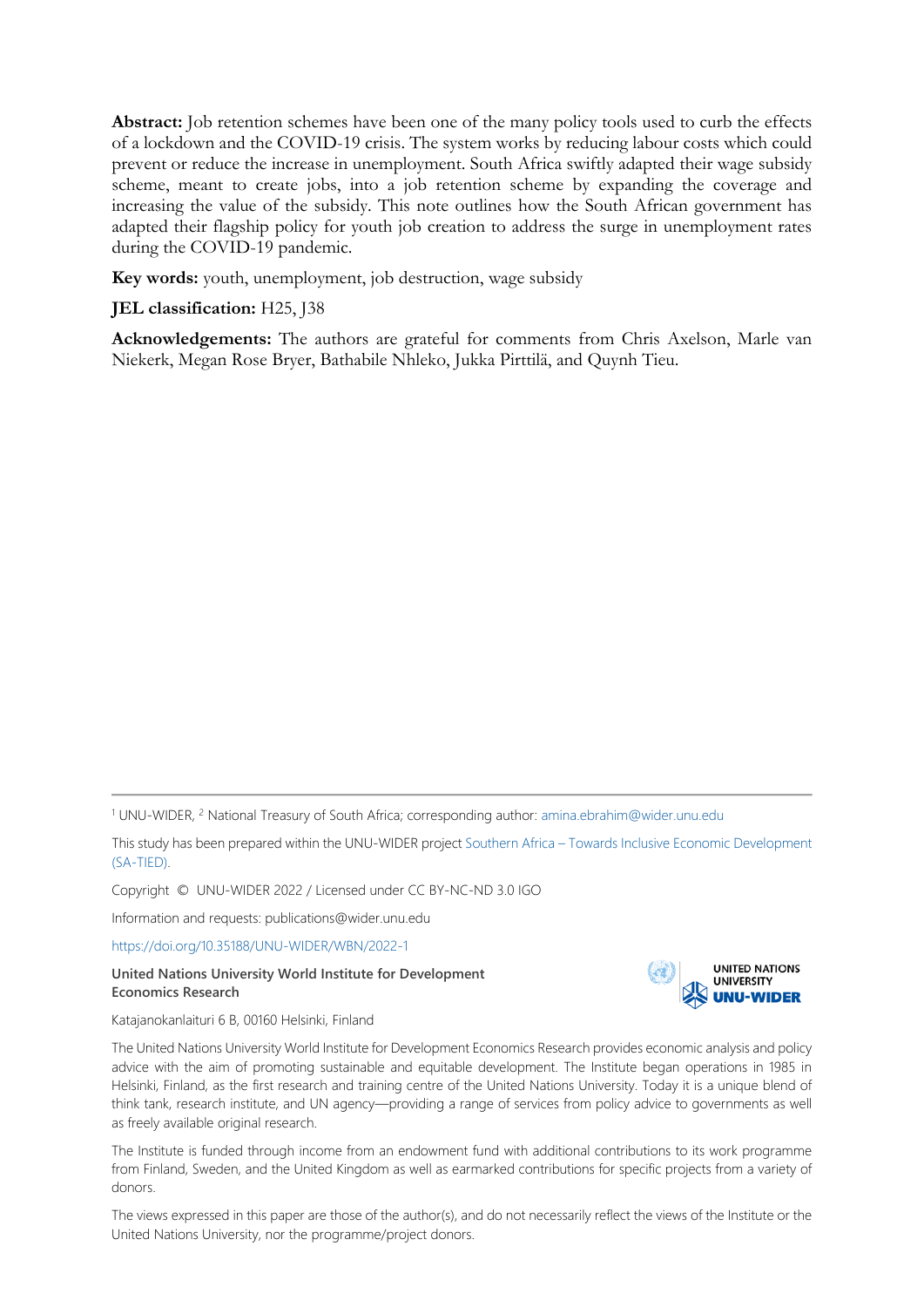**Abstract:** Job retention schemes have been one of the many policy tools used to curb the effects of a lockdown and the COVID-19 crisis. The system works by reducing labour costs which could prevent or reduce the increase in unemployment. South Africa swiftly adapted their wage subsidy scheme, meant to create jobs, into a job retention scheme by expanding the coverage and increasing the value of the subsidy. This note outlines how the South African government has adapted their flagship policy for youth job creation to address the surge in unemployment rates during the COVID-19 pandemic.

**Key words:** youth, unemployment, job destruction, wage subsidy

**JEL classification:** H25, J38

**Acknowledgements:** The authors are grateful for comments from Chris Axelson, Marle van Niekerk, Megan Rose Bryer, Bathabile Nhleko, Jukka Pirttilä, and Quynh Tieu.

---

[1] UNU-WIDER, [2] National Treasury of South Africa; corresponding author: amina.ebrahim@wider.unu.edu

This study has been prepared within the UNU-WIDER project Southern Africa – Towards Inclusive Economic Development (SA-TIED).

Copyright © UNU-WIDER 2022 / Licensed under CC BY-NC-ND 3.0 IGO

Information and requests: publications@wider.unu.edu

https://doi.org/10.35188/UNU-WIDER/WBN/2022-1

**United Nations University World Institute for Development Economics Research**

Katajanokanlaituri 6 B, 00160 Helsinki, Finland

The United Nations University World Institute for Development Economics Research provides economic analysis and policy advice with the aim of promoting sustainable and equitable development. The Institute began operations in 1985 in Helsinki, Finland, as the first research and training centre of the United Nations University. Today it is a unique blend of think tank, research institute, and UN agency—providing a range of services from policy advice to governments as well as freely available original research.

The Institute is funded through income from an endowment fund with additional contributions to its work programme from Finland, Sweden, and the United Kingdom as well as earmarked contributions for specific projects from a variety of donors.

The views expressed in this paper are those of the author(s), and do not necessarily reflect the views of the Institute or the United Nations University, nor the programme/project donors.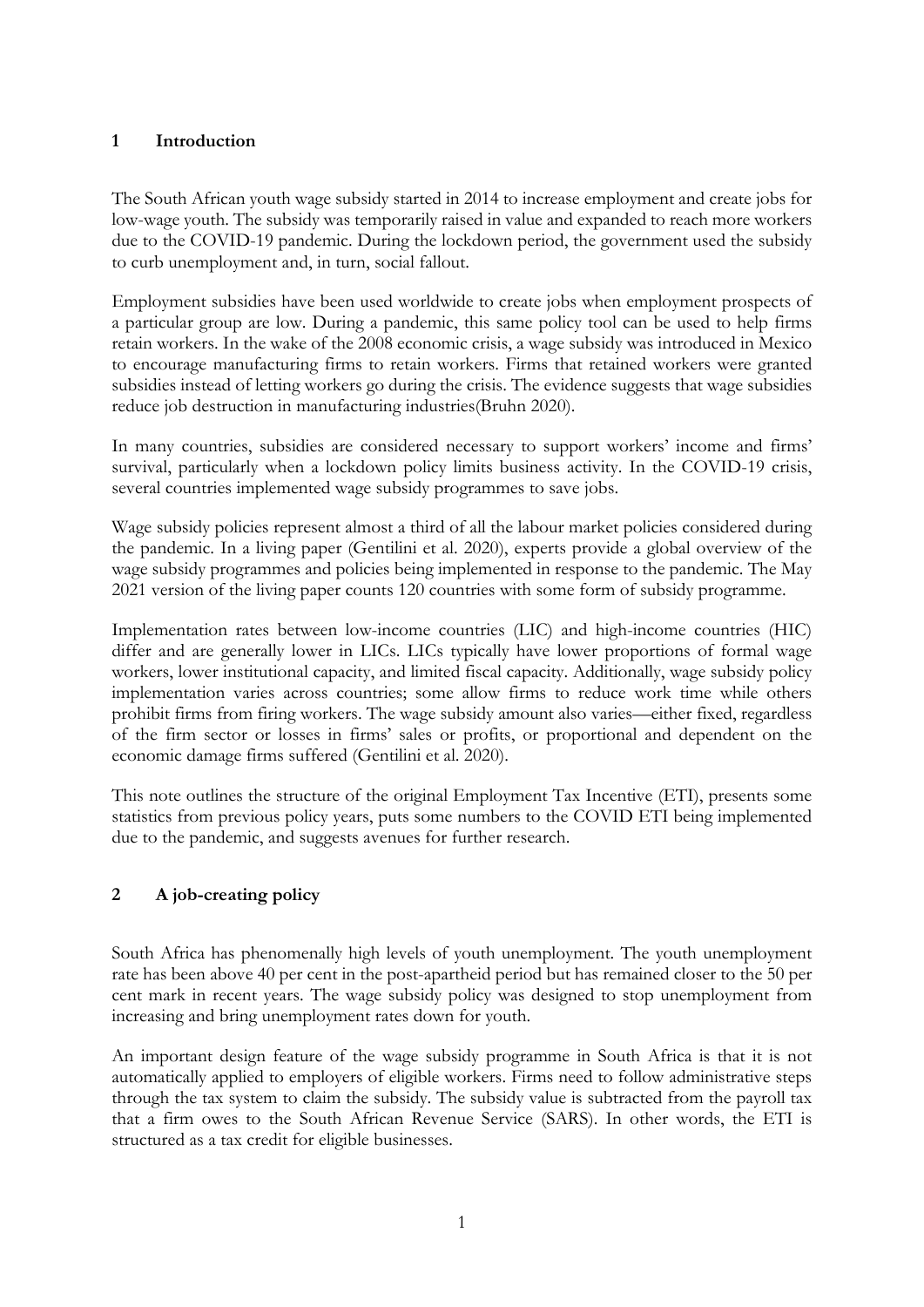## 1 Introduction

The South African youth wage subsidy started in 2014 to increase employment and create jobs for low-wage youth. The subsidy was temporarily raised in value and expanded to reach more workers due to the COVID-19 pandemic. During the lockdown period, the government used the subsidy to curb unemployment and, in turn, social fallout.

Employment subsidies have been used worldwide to create jobs when employment prospects of a particular group are low. During a pandemic, this same policy tool can be used to help firms retain workers. In the wake of the 2008 economic crisis, a wage subsidy was introduced in Mexico to encourage manufacturing firms to retain workers. Firms that retained workers were granted subsidies instead of letting workers go during the crisis. The evidence suggests that wage subsidies reduce job destruction in manufacturing industries(Bruhn 2020).

In many countries, subsidies are considered necessary to support workers' income and firms' survival, particularly when a lockdown policy limits business activity. In the COVID-19 crisis, several countries implemented wage subsidy programmes to save jobs.

Wage subsidy policies represent almost a third of all the labour market policies considered during the pandemic. In a living paper (Gentilini et al. 2020), experts provide a global overview of the wage subsidy programmes and policies being implemented in response to the pandemic. The May 2021 version of the living paper counts 120 countries with some form of subsidy programme.

Implementation rates between low-income countries (LIC) and high-income countries (HIC) differ and are generally lower in LICs. LICs typically have lower proportions of formal wage workers, lower institutional capacity, and limited fiscal capacity. Additionally, wage subsidy policy implementation varies across countries; some allow firms to reduce work time while others prohibit firms from firing workers. The wage subsidy amount also varies—either fixed, regardless of the firm sector or losses in firms' sales or profits, or proportional and dependent on the economic damage firms suffered (Gentilini et al. 2020).

This note outlines the structure of the original Employment Tax Incentive (ETI), presents some statistics from previous policy years, puts some numbers to the COVID ETI being implemented due to the pandemic, and suggests avenues for further research.

## 2 A job-creating policy

South Africa has phenomenally high levels of youth unemployment. The youth unemployment rate has been above 40 per cent in the post-apartheid period but has remained closer to the 50 per cent mark in recent years. The wage subsidy policy was designed to stop unemployment from increasing and bring unemployment rates down for youth.

An important design feature of the wage subsidy programme in South Africa is that it is not automatically applied to employers of eligible workers. Firms need to follow administrative steps through the tax system to claim the subsidy. The subsidy value is subtracted from the payroll tax that a firm owes to the South African Revenue Service (SARS). In other words, the ETI is structured as a tax credit for eligible businesses.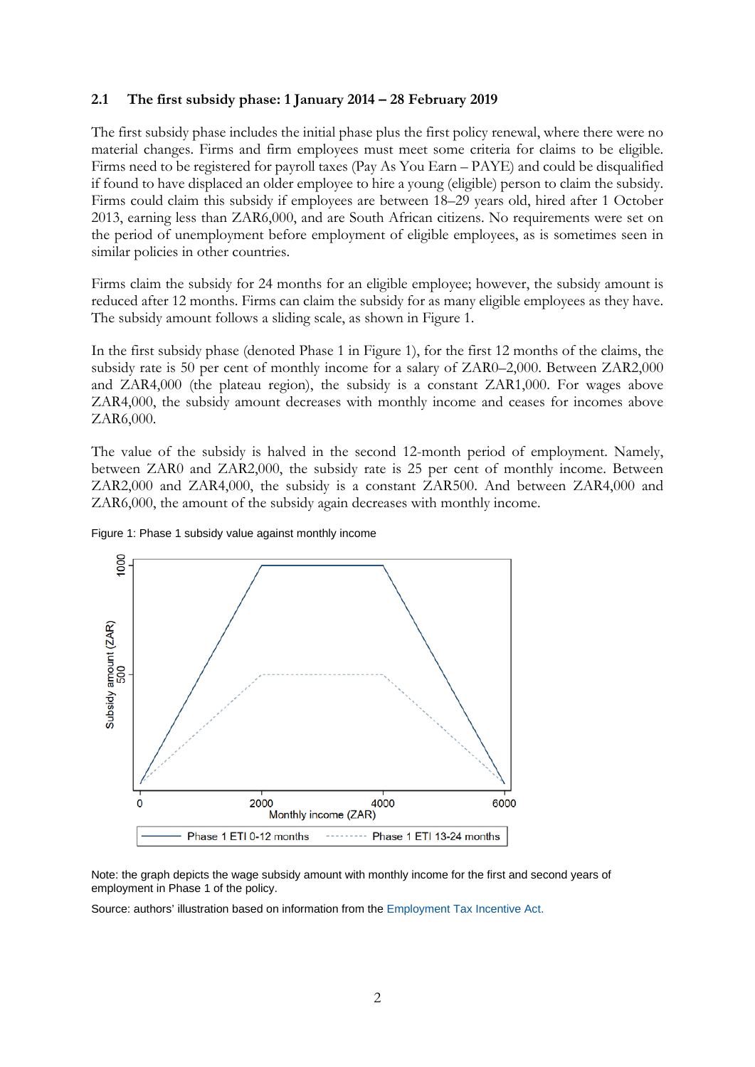## 2.1 The first subsidy phase: 1 January 2014 – 28 February 2019

The first subsidy phase includes the initial phase plus the first policy renewal, where there were no material changes. Firms and firm employees must meet some criteria for claims to be eligible. Firms need to be registered for payroll taxes (Pay As You Earn – PAYE) and could be disqualified if found to have displaced an older employee to hire a young (eligible) person to claim the subsidy. Firms could claim this subsidy if employees are between 18–29 years old, hired after 1 October 2013, earning less than ZAR6,000, and are South African citizens. No requirements were set on the period of unemployment before employment of eligible employees, as is sometimes seen in similar policies in other countries.

Firms claim the subsidy for 24 months for an eligible employee; however, the subsidy amount is reduced after 12 months. Firms can claim the subsidy for as many eligible employees as they have. The subsidy amount follows a sliding scale, as shown in Figure 1.

In the first subsidy phase (denoted Phase 1 in Figure 1), for the first 12 months of the claims, the subsidy rate is 50 per cent of monthly income for a salary of ZAR0–2,000. Between ZAR2,000 and ZAR4,000 (the plateau region), the subsidy is a constant ZAR1,000. For wages above ZAR4,000, the subsidy amount decreases with monthly income and ceases for incomes above ZAR6,000.

The value of the subsidy is halved in the second 12-month period of employment. Namely, between ZAR0 and ZAR2,000, the subsidy rate is 25 per cent of monthly income. Between ZAR2,000 and ZAR4,000, the subsidy is a constant ZAR500. And between ZAR4,000 and ZAR6,000, the amount of the subsidy again decreases with monthly income.

Figure 1: Phase 1 subsidy value against monthly income

Note: the graph depicts the wage subsidy amount with monthly income for the first and second years of employment in Phase 1 of the policy.

Source: authors' illustration based on information from the Employment Tax Incentive Act.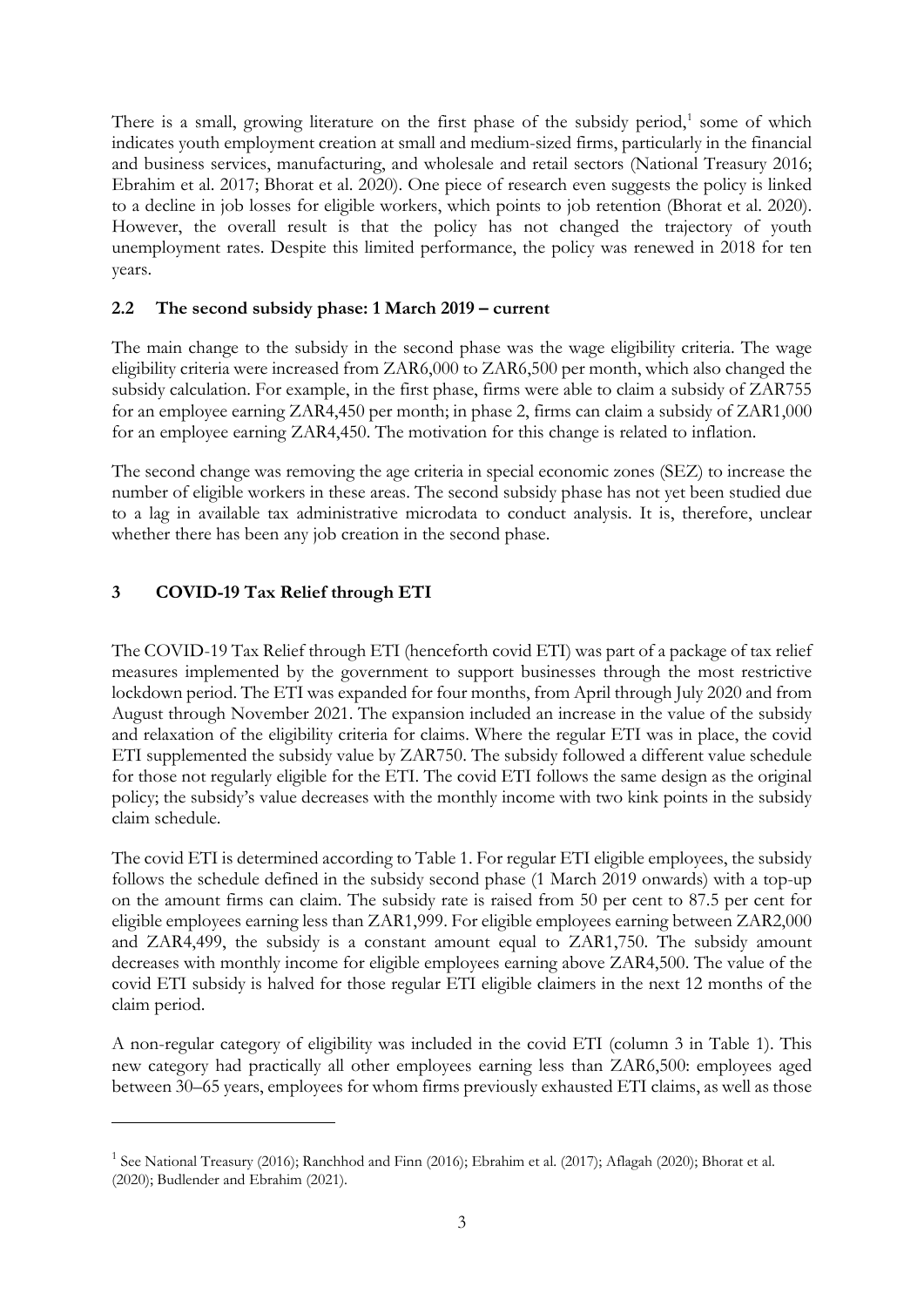There is a small, growing literature on the first phase of the subsidy period,[1] some of which indicates youth employment creation at small and medium-sized firms, particularly in the financial and business services, manufacturing, and wholesale and retail sectors (National Treasury 2016; Ebrahim et al. 2017; Bhorat et al. 2020). One piece of research even suggests the policy is linked to a decline in job losses for eligible workers, which points to job retention (Bhorat et al. 2020). However, the overall result is that the policy has not changed the trajectory of youth unemployment rates. Despite this limited performance, the policy was renewed in 2018 for ten years.

### 2.2 The second subsidy phase: 1 March 2019 – current

The main change to the subsidy in the second phase was the wage eligibility criteria. The wage eligibility criteria were increased from ZAR6,000 to ZAR6,500 per month, which also changed the subsidy calculation. For example, in the first phase, firms were able to claim a subsidy of ZAR755 for an employee earning ZAR4,450 per month; in phase 2, firms can claim a subsidy of ZAR1,000 for an employee earning ZAR4,450. The motivation for this change is related to inflation.

The second change was removing the age criteria in special economic zones (SEZ) to increase the number of eligible workers in these areas. The second subsidy phase has not yet been studied due to a lag in available tax administrative microdata to conduct analysis. It is, therefore, unclear whether there has been any job creation in the second phase.

## 3 COVID-19 Tax Relief through ETI

The COVID-19 Tax Relief through ETI (henceforth covid ETI) was part of a package of tax relief measures implemented by the government to support businesses through the most restrictive lockdown period. The ETI was expanded for four months, from April through July 2020 and from August through November 2021. The expansion included an increase in the value of the subsidy and relaxation of the eligibility criteria for claims. Where the regular ETI was in place, the covid ETI supplemented the subsidy value by ZAR750. The subsidy followed a different value schedule for those not regularly eligible for the ETI. The covid ETI follows the same design as the original policy; the subsidy's value decreases with the monthly income with two kink points in the subsidy claim schedule.

The covid ETI is determined according to Table 1. For regular ETI eligible employees, the subsidy follows the schedule defined in the subsidy second phase (1 March 2019 onwards) with a top-up on the amount firms can claim. The subsidy rate is raised from 50 per cent to 87.5 per cent for eligible employees earning less than ZAR1,999. For eligible employees earning between ZAR2,000 and ZAR4,499, the subsidy is a constant amount equal to ZAR1,750. The subsidy amount decreases with monthly income for eligible employees earning above ZAR4,500. The value of the covid ETI subsidy is halved for those regular ETI eligible claimers in the next 12 months of the claim period.

A non-regular category of eligibility was included in the covid ETI (column 3 in Table 1). This new category had practically all other employees earning less than ZAR6,500: employees aged between 30–65 years, employees for whom firms previously exhausted ETI claims, as well as those

[1] See National Treasury (2016); Ranchhod and Finn (2016); Ebrahim et al. (2017); Aflagah (2020); Bhorat et al. (2020); Budlender and Ebrahim (2021).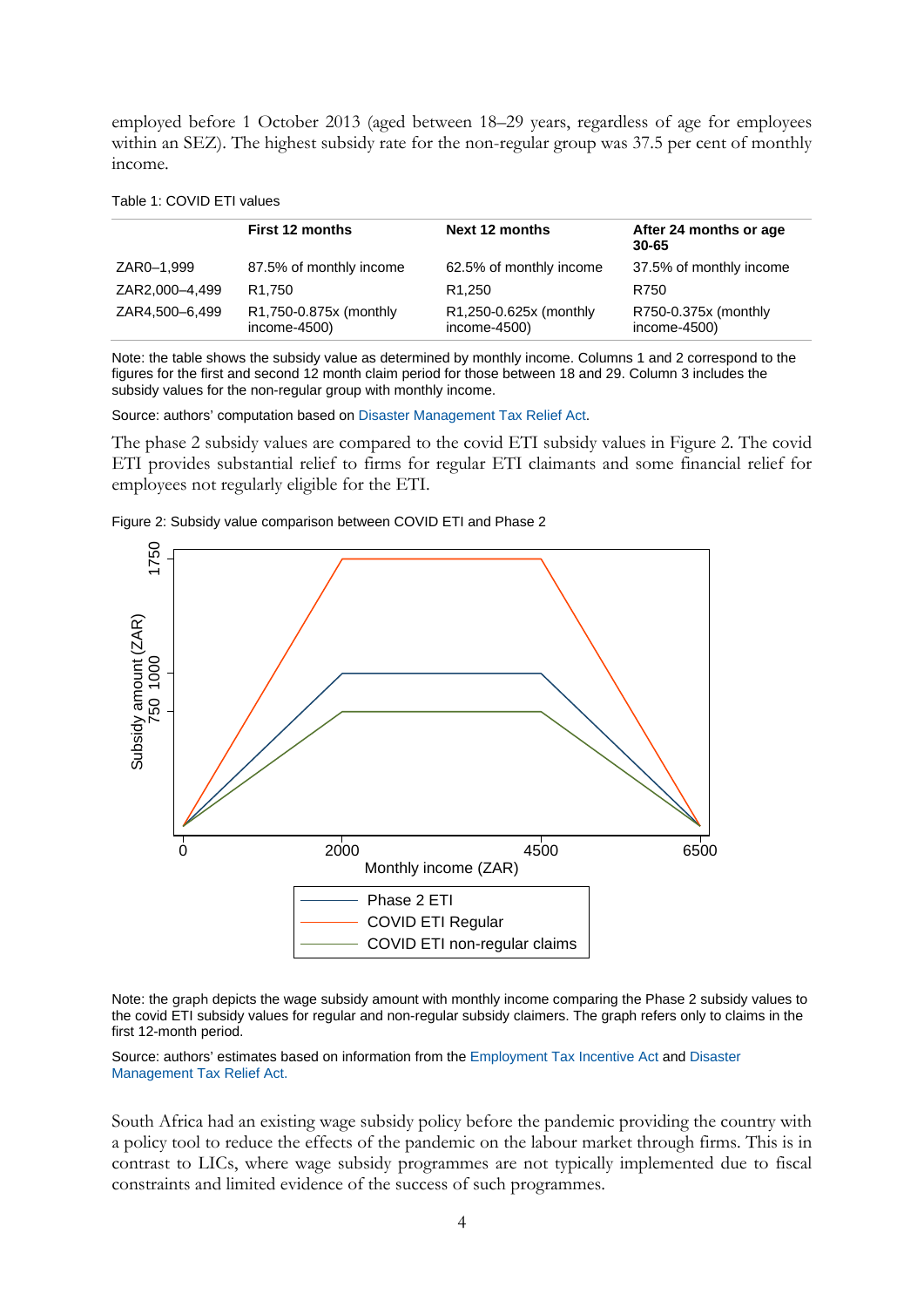employed before 1 October 2013 (aged between 18–29 years, regardless of age for employees within an SEZ). The highest subsidy rate for the non-regular group was 37.5 per cent of monthly income.

Table 1: COVID ETI values

| | First 12 months | Next 12 months | After 24 months or age 30-65 |
|---|---|---|---|
| ZAR0–1,999 | 87.5% of monthly income | 62.5% of monthly income | 37.5% of monthly income |
| ZAR2,000–4,499 | R1,750 | R1,250 | R750 |
| ZAR4,500–6,499 | R1,750-0.875x (monthly income-4500) | R1,250-0.625x (monthly income-4500) | R750-0.375x (monthly income-4500) |

Note: the table shows the subsidy value as determined by monthly income. Columns 1 and 2 correspond to the figures for the first and second 12 month claim period for those between 18 and 29. Column 3 includes the subsidy values for the non-regular group with monthly income.

Source: authors' computation based on Disaster Management Tax Relief Act.

The phase 2 subsidy values are compared to the covid ETI subsidy values in Figure 2. The covid ETI provides substantial relief to firms for regular ETI claimants and some financial relief for employees not regularly eligible for the ETI.

Figure 2: Subsidy value comparison between COVID ETI and Phase 2

Note: the graph depicts the wage subsidy amount with monthly income comparing the Phase 2 subsidy values to the covid ETI subsidy values for regular and non-regular subsidy claimers. The graph refers only to claims in the first 12-month period.

Source: authors' estimates based on information from the Employment Tax Incentive Act and Disaster Management Tax Relief Act.

South Africa had an existing wage subsidy policy before the pandemic providing the country with a policy tool to reduce the effects of the pandemic on the labour market through firms. This is in contrast to LICs, where wage subsidy programmes are not typically implemented due to fiscal constraints and limited evidence of the success of such programmes.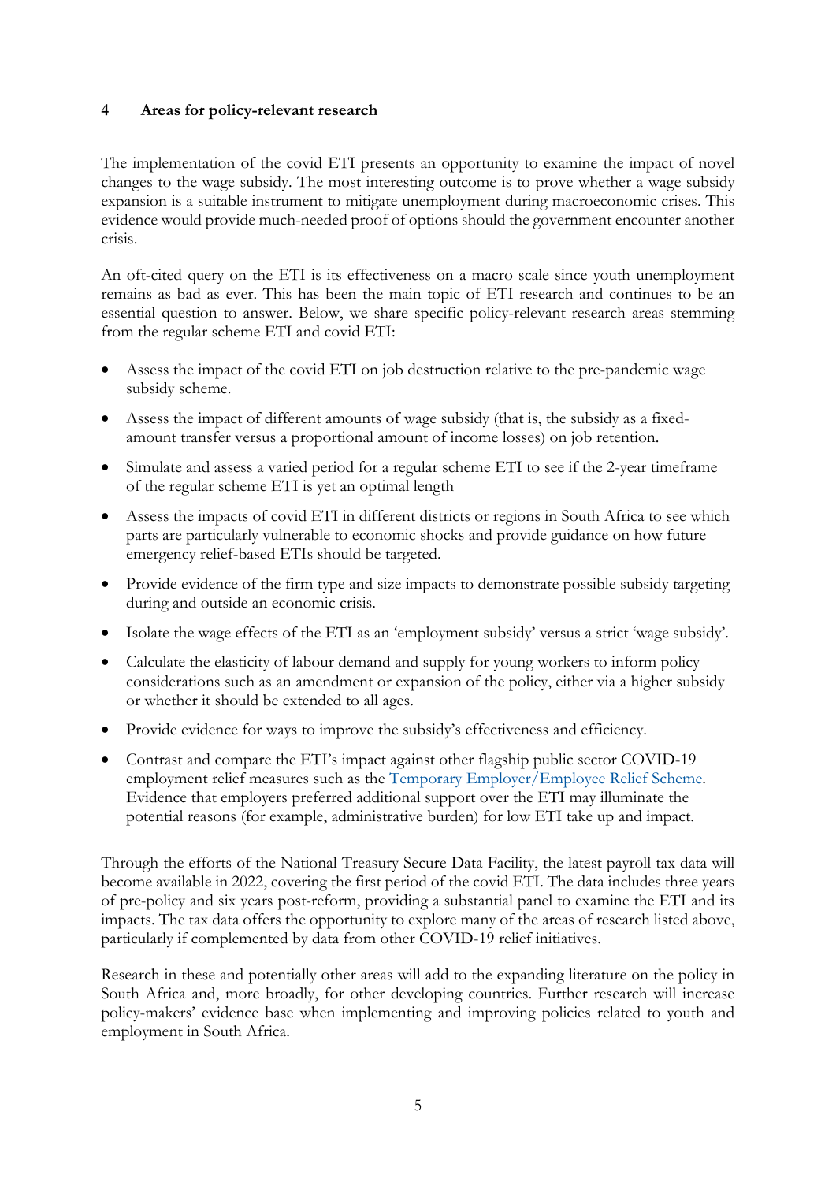## 4 Areas for policy-relevant research

The implementation of the covid ETI presents an opportunity to examine the impact of novel changes to the wage subsidy. The most interesting outcome is to prove whether a wage subsidy expansion is a suitable instrument to mitigate unemployment during macroeconomic crises. This evidence would provide much-needed proof of options should the government encounter another crisis.

An oft-cited query on the ETI is its effectiveness on a macro scale since youth unemployment remains as bad as ever. This has been the main topic of ETI research and continues to be an essential question to answer. Below, we share specific policy-relevant research areas stemming from the regular scheme ETI and covid ETI:

- Assess the impact of the covid ETI on job destruction relative to the pre-pandemic wage subsidy scheme.
- Assess the impact of different amounts of wage subsidy (that is, the subsidy as a fixed-amount transfer versus a proportional amount of income losses) on job retention.
- Simulate and assess a varied period for a regular scheme ETI to see if the 2-year timeframe of the regular scheme ETI is yet an optimal length
- Assess the impacts of covid ETI in different districts or regions in South Africa to see which parts are particularly vulnerable to economic shocks and provide guidance on how future emergency relief-based ETIs should be targeted.
- Provide evidence of the firm type and size impacts to demonstrate possible subsidy targeting during and outside an economic crisis.
- Isolate the wage effects of the ETI as an 'employment subsidy' versus a strict 'wage subsidy'.
- Calculate the elasticity of labour demand and supply for young workers to inform policy considerations such as an amendment or expansion of the policy, either via a higher subsidy or whether it should be extended to all ages.
- Provide evidence for ways to improve the subsidy's effectiveness and efficiency.
- Contrast and compare the ETI's impact against other flagship public sector COVID-19 employment relief measures such as the Temporary Employer/Employee Relief Scheme. Evidence that employers preferred additional support over the ETI may illuminate the potential reasons (for example, administrative burden) for low ETI take up and impact.

Through the efforts of the National Treasury Secure Data Facility, the latest payroll tax data will become available in 2022, covering the first period of the covid ETI. The data includes three years of pre-policy and six years post-reform, providing a substantial panel to examine the ETI and its impacts. The tax data offers the opportunity to explore many of the areas of research listed above, particularly if complemented by data from other COVID-19 relief initiatives.

Research in these and potentially other areas will add to the expanding literature on the policy in South Africa and, more broadly, for other developing countries. Further research will increase policy-makers' evidence base when implementing and improving policies related to youth and employment in South Africa.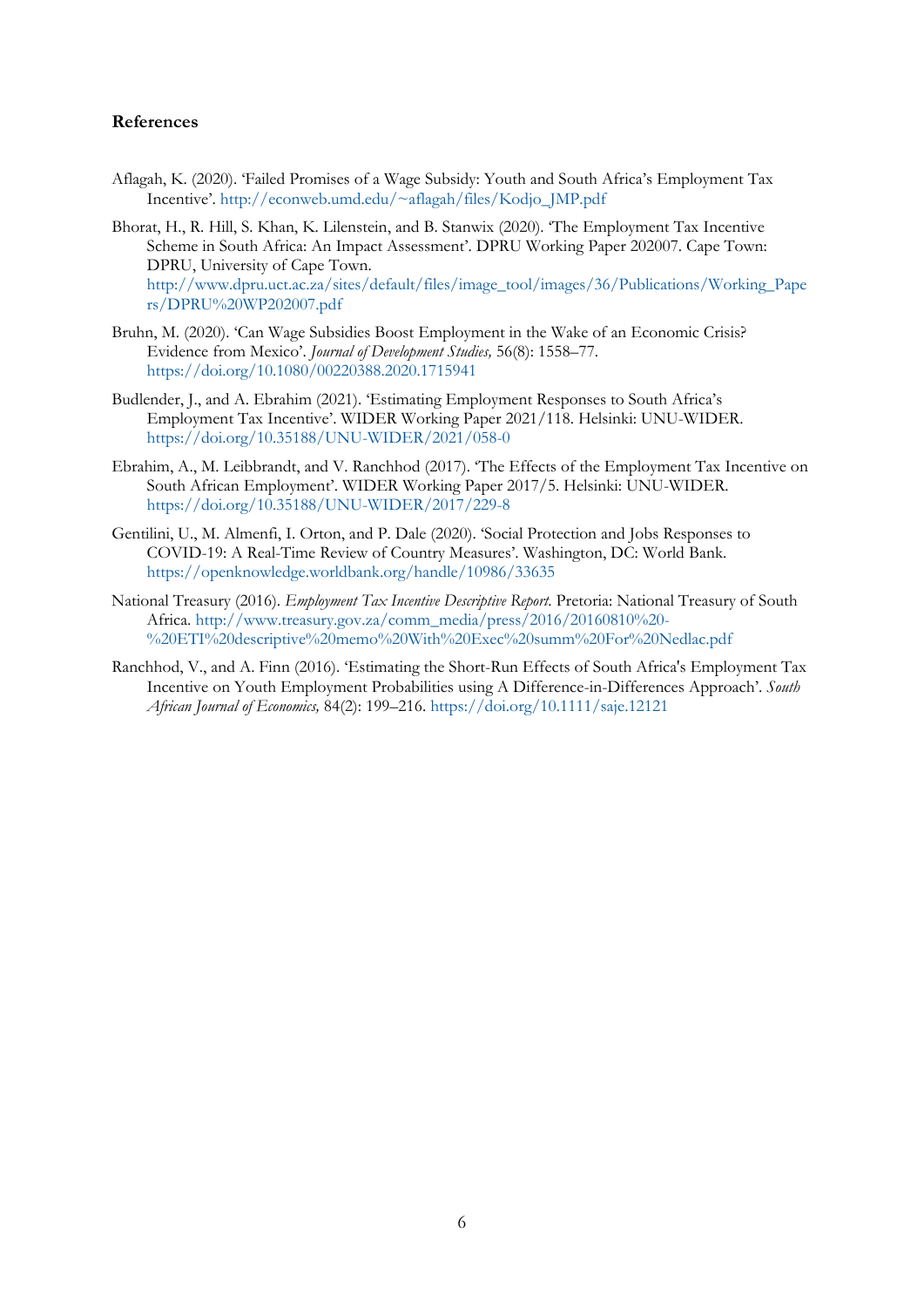### References

Aflagah, K. (2020). 'Failed Promises of a Wage Subsidy: Youth and South Africa's Employment Tax Incentive'. http://econweb.umd.edu/~aflagah/files/Kodjo_JMP.pdf

Bhorat, H., R. Hill, S. Khan, K. Lilenstein, and B. Stanwix (2020). 'The Employment Tax Incentive Scheme in South Africa: An Impact Assessment'. DPRU Working Paper 202007. Cape Town: DPRU, University of Cape Town. http://www.dpru.uct.ac.za/sites/default/files/image_tool/images/36/Publications/Working_Papers/DPRU%20WP202007.pdf

Bruhn, M. (2020). 'Can Wage Subsidies Boost Employment in the Wake of an Economic Crisis? Evidence from Mexico'. *Journal of Development Studies,* 56(8): 1558–77. https://doi.org/10.1080/00220388.2020.1715941

Budlender, J., and A. Ebrahim (2021). 'Estimating Employment Responses to South Africa's Employment Tax Incentive'. WIDER Working Paper 2021/118. Helsinki: UNU-WIDER. https://doi.org/10.35188/UNU-WIDER/2021/058-0

Ebrahim, A., M. Leibbrandt, and V. Ranchhod (2017). 'The Effects of the Employment Tax Incentive on South African Employment'. WIDER Working Paper 2017/5. Helsinki: UNU-WIDER. https://doi.org/10.35188/UNU-WIDER/2017/229-8

Gentilini, U., M. Almenfi, I. Orton, and P. Dale (2020). 'Social Protection and Jobs Responses to COVID-19: A Real-Time Review of Country Measures'. Washington, DC: World Bank. https://openknowledge.worldbank.org/handle/10986/33635

National Treasury (2016). *Employment Tax Incentive Descriptive Report.* Pretoria: National Treasury of South Africa. http://www.treasury.gov.za/comm_media/press/2016/20160810%20-%20ETI%20descriptive%20memo%20With%20Exec%20summ%20For%20Nedlac.pdf

Ranchhod, V., and A. Finn (2016). 'Estimating the Short-Run Effects of South Africa's Employment Tax Incentive on Youth Employment Probabilities using A Difference-in-Differences Approach'. *South African Journal of Economics,* 84(2): 199–216. https://doi.org/10.1111/saje.12121